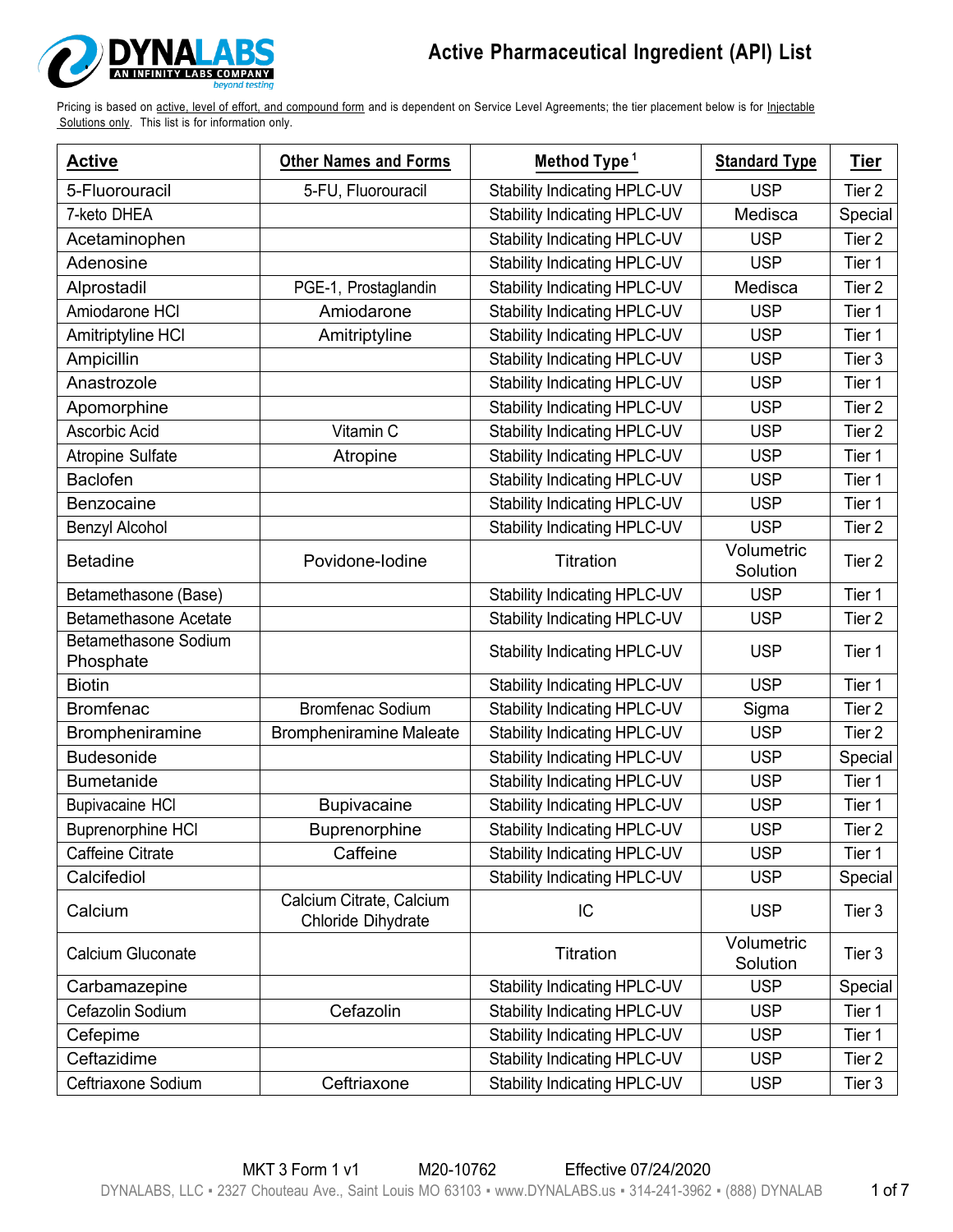# Active Pharmaceutical Ingredient (API) List

Pricing is based on active, level of effort, and compound form and is dependent on Service Level Agreements; the tier placement below is for Injectable Solutions only. This list is for information only.

| Active | Other Names and Forms | Method Type[1] | Standard Type | Tier |
|---|---|---|---|---|
| 5-Fluorouracil | 5-FU, Fluorouracil | Stability Indicating HPLC-UV | USP | Tier 2 |
| 7-keto DHEA | | Stability Indicating HPLC-UV | Medisca | Special |
| Acetaminophen | | Stability Indicating HPLC-UV | USP | Tier 2 |
| Adenosine | | Stability Indicating HPLC-UV | USP | Tier 1 |
| Alprostadil | PGE-1, Prostaglandin | Stability Indicating HPLC-UV | Medisca | Tier 2 |
| Amiodarone HCl | Amiodarone | Stability Indicating HPLC-UV | USP | Tier 1 |
| Amitriptyline HCl | Amitriptyline | Stability Indicating HPLC-UV | USP | Tier 1 |
| Ampicillin | | Stability Indicating HPLC-UV | USP | Tier 3 |
| Anastrozole | | Stability Indicating HPLC-UV | USP | Tier 1 |
| Apomorphine | | Stability Indicating HPLC-UV | USP | Tier 2 |
| Ascorbic Acid | Vitamin C | Stability Indicating HPLC-UV | USP | Tier 2 |
| Atropine Sulfate | Atropine | Stability Indicating HPLC-UV | USP | Tier 1 |
| Baclofen | | Stability Indicating HPLC-UV | USP | Tier 1 |
| Benzocaine | | Stability Indicating HPLC-UV | USP | Tier 1 |
| Benzyl Alcohol | | Stability Indicating HPLC-UV | USP | Tier 2 |
| Betadine | Povidone-Iodine | Titration | Volumetric Solution | Tier 2 |
| Betamethasone (Base) | | Stability Indicating HPLC-UV | USP | Tier 1 |
| Betamethasone Acetate | | Stability Indicating HPLC-UV | USP | Tier 2 |
| Betamethasone Sodium Phosphate | | Stability Indicating HPLC-UV | USP | Tier 1 |
| Biotin | | Stability Indicating HPLC-UV | USP | Tier 1 |
| Bromfenac | Bromfenac Sodium | Stability Indicating HPLC-UV | Sigma | Tier 2 |
| Brompheniramine | Brompheniramine Maleate | Stability Indicating HPLC-UV | USP | Tier 2 |
| Budesonide | | Stability Indicating HPLC-UV | USP | Special |
| Bumetanide | | Stability Indicating HPLC-UV | USP | Tier 1 |
| Bupivacaine HCl | Bupivacaine | Stability Indicating HPLC-UV | USP | Tier 1 |
| Buprenorphine HCl | Buprenorphine | Stability Indicating HPLC-UV | USP | Tier 2 |
| Caffeine Citrate | Caffeine | Stability Indicating HPLC-UV | USP | Tier 1 |
| Calcifediol | | Stability Indicating HPLC-UV | USP | Special |
| Calcium | Calcium Citrate, Calcium Chloride Dihydrate | IC | USP | Tier 3 |
| Calcium Gluconate | | Titration | Volumetric Solution | Tier 3 |
| Carbamazepine | | Stability Indicating HPLC-UV | USP | Special |
| Cefazolin Sodium | Cefazolin | Stability Indicating HPLC-UV | USP | Tier 1 |
| Cefepime | | Stability Indicating HPLC-UV | USP | Tier 1 |
| Ceftazidime | | Stability Indicating HPLC-UV | USP | Tier 2 |
| Ceftriaxone Sodium | Ceftriaxone | Stability Indicating HPLC-UV | USP | Tier 3 |

MKT 3 Form 1 v1 M20-10762 Effective 07/24/2020

DYNALABS, LLC ▪ 2327 Chouteau Ave., Saint Louis MO 63103 ▪ www.DYNALABS.us ▪ 314-241-3962 ▪ (888) DYNALAB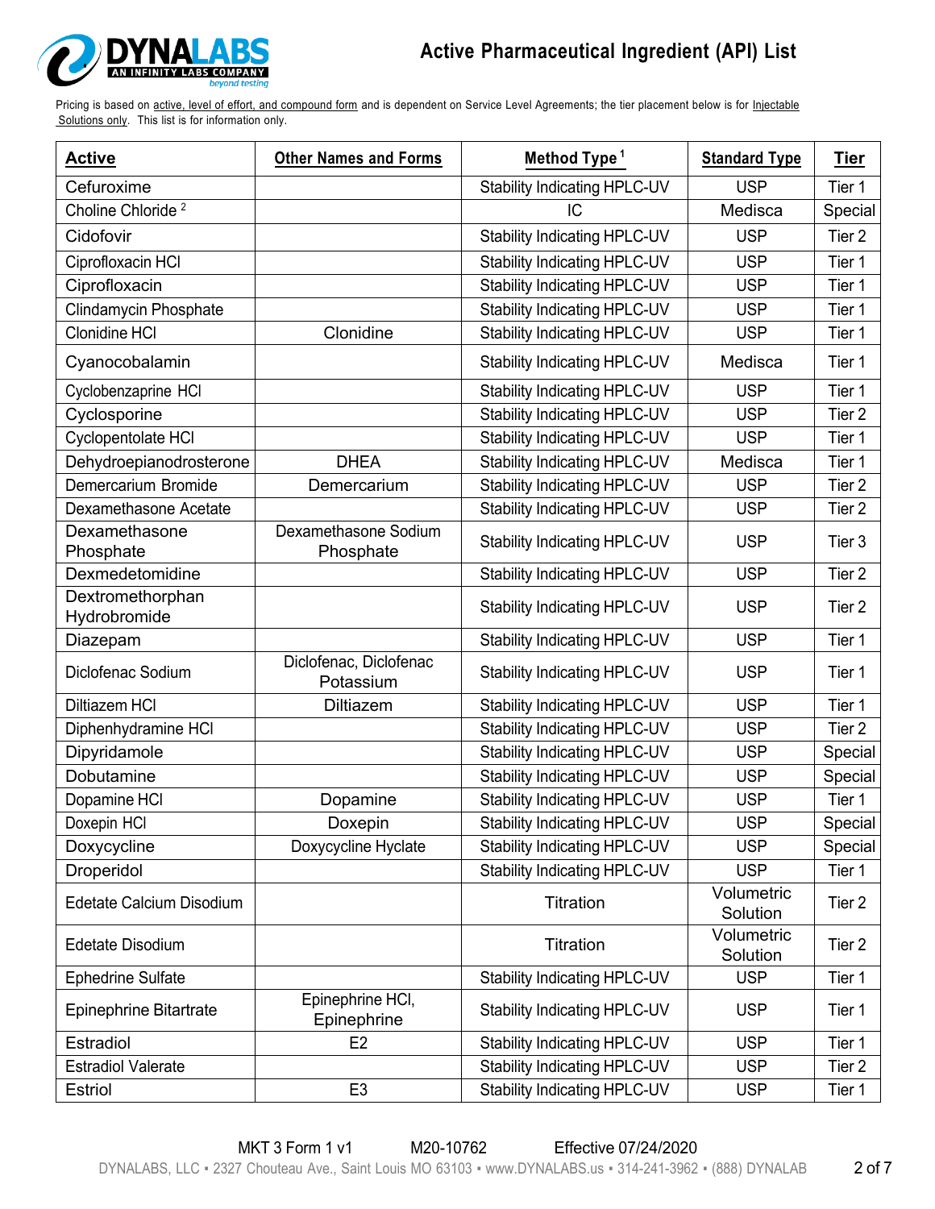# Active Pharmaceutical Ingredient (API) List

Pricing is based on active, level of effort, and compound form and is dependent on Service Level Agreements; the tier placement below is for Injectable Solutions only. This list is for information only.

| Active | Other Names and Forms | Method Type [1] | Standard Type | Tier |
|---|---|---|---|---|
| Cefuroxime | | Stability Indicating HPLC-UV | USP | Tier 1 |
| Choline Chloride [2] | | IC | Medisca | Special |
| Cidofovir | | Stability Indicating HPLC-UV | USP | Tier 2 |
| Ciprofloxacin HCl | | Stability Indicating HPLC-UV | USP | Tier 1 |
| Ciprofloxacin | | Stability Indicating HPLC-UV | USP | Tier 1 |
| Clindamycin Phosphate | | Stability Indicating HPLC-UV | USP | Tier 1 |
| Clonidine HCl | Clonidine | Stability Indicating HPLC-UV | USP | Tier 1 |
| Cyanocobalamin | | Stability Indicating HPLC-UV | Medisca | Tier 1 |
| Cyclobenzaprine HCl | | Stability Indicating HPLC-UV | USP | Tier 1 |
| Cyclosporine | | Stability Indicating HPLC-UV | USP | Tier 2 |
| Cyclopentolate HCl | | Stability Indicating HPLC-UV | USP | Tier 1 |
| Dehydroepianodrosterone | DHEA | Stability Indicating HPLC-UV | Medisca | Tier 1 |
| Demercarium Bromide | Demercarium | Stability Indicating HPLC-UV | USP | Tier 2 |
| Dexamethasone Acetate | | Stability Indicating HPLC-UV | USP | Tier 2 |
| Dexamethasone Phosphate | Dexamethasone Sodium Phosphate | Stability Indicating HPLC-UV | USP | Tier 3 |
| Dexmedetomidine | | Stability Indicating HPLC-UV | USP | Tier 2 |
| Dextromethorphan Hydrobromide | | Stability Indicating HPLC-UV | USP | Tier 2 |
| Diazepam | | Stability Indicating HPLC-UV | USP | Tier 1 |
| Diclofenac Sodium | Diclofenac, Diclofenac Potassium | Stability Indicating HPLC-UV | USP | Tier 1 |
| Diltiazem HCl | Diltiazem | Stability Indicating HPLC-UV | USP | Tier 1 |
| Diphenhydramine HCl | | Stability Indicating HPLC-UV | USP | Tier 2 |
| Dipyridamole | | Stability Indicating HPLC-UV | USP | Special |
| Dobutamine | | Stability Indicating HPLC-UV | USP | Special |
| Dopamine HCl | Dopamine | Stability Indicating HPLC-UV | USP | Tier 1 |
| Doxepin HCl | Doxepin | Stability Indicating HPLC-UV | USP | Special |
| Doxycycline | Doxycycline Hyclate | Stability Indicating HPLC-UV | USP | Special |
| Droperidol | | Stability Indicating HPLC-UV | USP | Tier 1 |
| Edetate Calcium Disodium | | Titration | Volumetric Solution | Tier 2 |
| Edetate Disodium | | Titration | Volumetric Solution | Tier 2 |
| Ephedrine Sulfate | | Stability Indicating HPLC-UV | USP | Tier 1 |
| Epinephrine Bitartrate | Epinephrine HCl, Epinephrine | Stability Indicating HPLC-UV | USP | Tier 1 |
| Estradiol | E2 | Stability Indicating HPLC-UV | USP | Tier 1 |
| Estradiol Valerate | | Stability Indicating HPLC-UV | USP | Tier 2 |
| Estriol | E3 | Stability Indicating HPLC-UV | USP | Tier 1 |

MKT 3 Form 1 v1 M20-10762 Effective 07/24/2020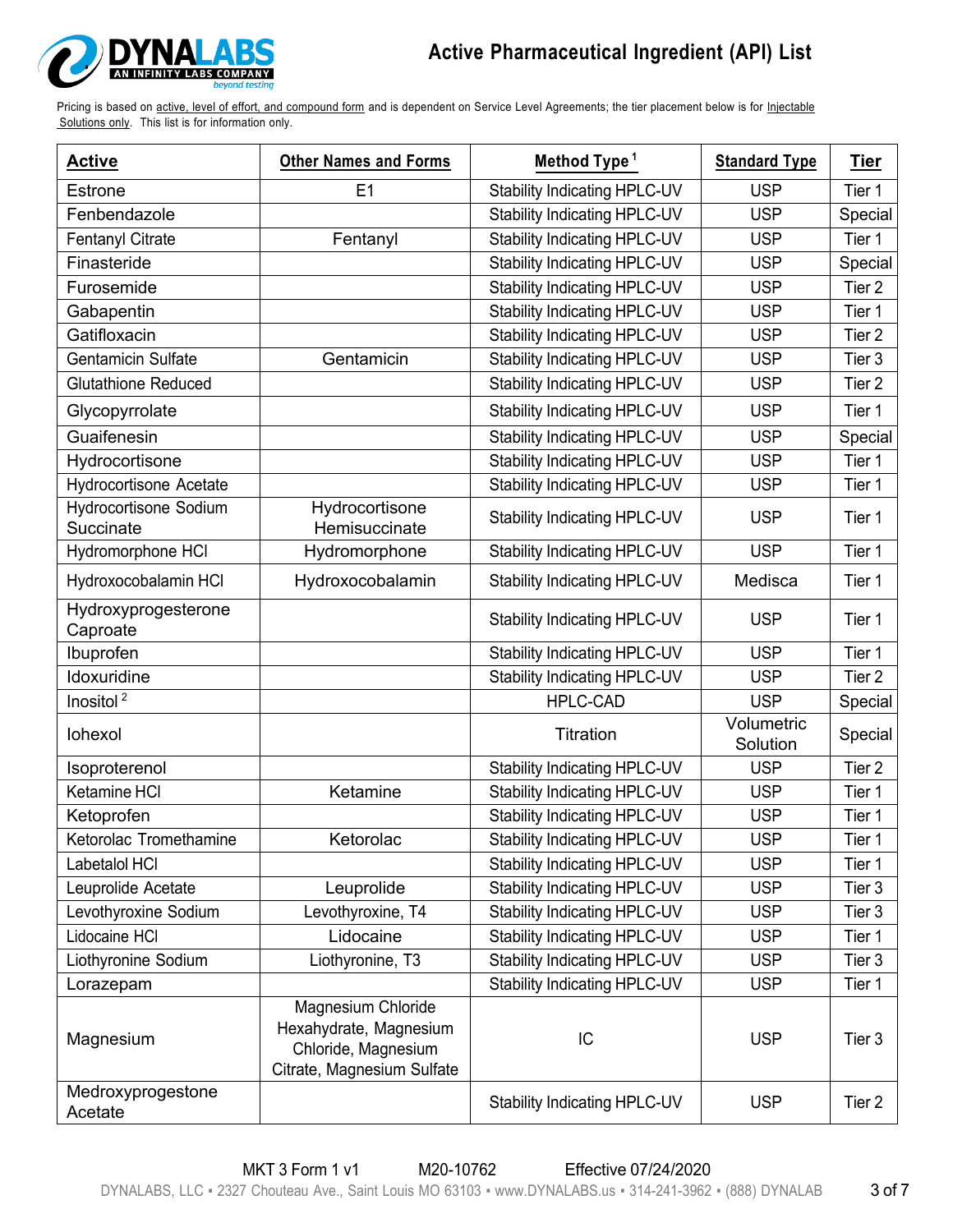# Active Pharmaceutical Ingredient (API) List

Pricing is based on active, level of effort, and compound form and is dependent on Service Level Agreements; the tier placement below is for Injectable Solutions only. This list is for information only.

| Active | Other Names and Forms | Method Type [1] | Standard Type | Tier |
|---|---|---|---|---|
| Estrone | E1 | Stability Indicating HPLC-UV | USP | Tier 1 |
| Fenbendazole | | Stability Indicating HPLC-UV | USP | Special |
| Fentanyl Citrate | Fentanyl | Stability Indicating HPLC-UV | USP | Tier 1 |
| Finasteride | | Stability Indicating HPLC-UV | USP | Special |
| Furosemide | | Stability Indicating HPLC-UV | USP | Tier 2 |
| Gabapentin | | Stability Indicating HPLC-UV | USP | Tier 1 |
| Gatifloxacin | | Stability Indicating HPLC-UV | USP | Tier 2 |
| Gentamicin Sulfate | Gentamicin | Stability Indicating HPLC-UV | USP | Tier 3 |
| Glutathione Reduced | | Stability Indicating HPLC-UV | USP | Tier 2 |
| Glycopyrrolate | | Stability Indicating HPLC-UV | USP | Tier 1 |
| Guaifenesin | | Stability Indicating HPLC-UV | USP | Special |
| Hydrocortisone | | Stability Indicating HPLC-UV | USP | Tier 1 |
| Hydrocortisone Acetate | | Stability Indicating HPLC-UV | USP | Tier 1 |
| Hydrocortisone Sodium Succinate | Hydrocortisone Hemisuccinate | Stability Indicating HPLC-UV | USP | Tier 1 |
| Hydromorphone HCl | Hydromorphone | Stability Indicating HPLC-UV | USP | Tier 1 |
| Hydroxocobalamin HCl | Hydroxocobalamin | Stability Indicating HPLC-UV | Medisca | Tier 1 |
| Hydroxyprogesterone Caproate | | Stability Indicating HPLC-UV | USP | Tier 1 |
| Ibuprofen | | Stability Indicating HPLC-UV | USP | Tier 1 |
| Idoxuridine | | Stability Indicating HPLC-UV | USP | Tier 2 |
| Inositol [2] | | HPLC-CAD | USP | Special |
| Iohexol | | Titration | Volumetric Solution | Special |
| Isoproterenol | | Stability Indicating HPLC-UV | USP | Tier 2 |
| Ketamine HCl | Ketamine | Stability Indicating HPLC-UV | USP | Tier 1 |
| Ketoprofen | | Stability Indicating HPLC-UV | USP | Tier 1 |
| Ketorolac Tromethamine | Ketorolac | Stability Indicating HPLC-UV | USP | Tier 1 |
| Labetalol HCl | | Stability Indicating HPLC-UV | USP | Tier 1 |
| Leuprolide Acetate | Leuprolide | Stability Indicating HPLC-UV | USP | Tier 3 |
| Levothyroxine Sodium | Levothyroxine, T4 | Stability Indicating HPLC-UV | USP | Tier 3 |
| Lidocaine HCl | Lidocaine | Stability Indicating HPLC-UV | USP | Tier 1 |
| Liothyronine Sodium | Liothyronine, T3 | Stability Indicating HPLC-UV | USP | Tier 3 |
| Lorazepam | | Stability Indicating HPLC-UV | USP | Tier 1 |
| Magnesium | Magnesium Chloride Hexahydrate, Magnesium Chloride, Magnesium Citrate, Magnesium Sulfate | IC | USP | Tier 3 |
| Medroxyprogestone Acetate | | Stability Indicating HPLC-UV | USP | Tier 2 |

MKT 3 Form 1 v1 M20-10762 Effective 07/24/2020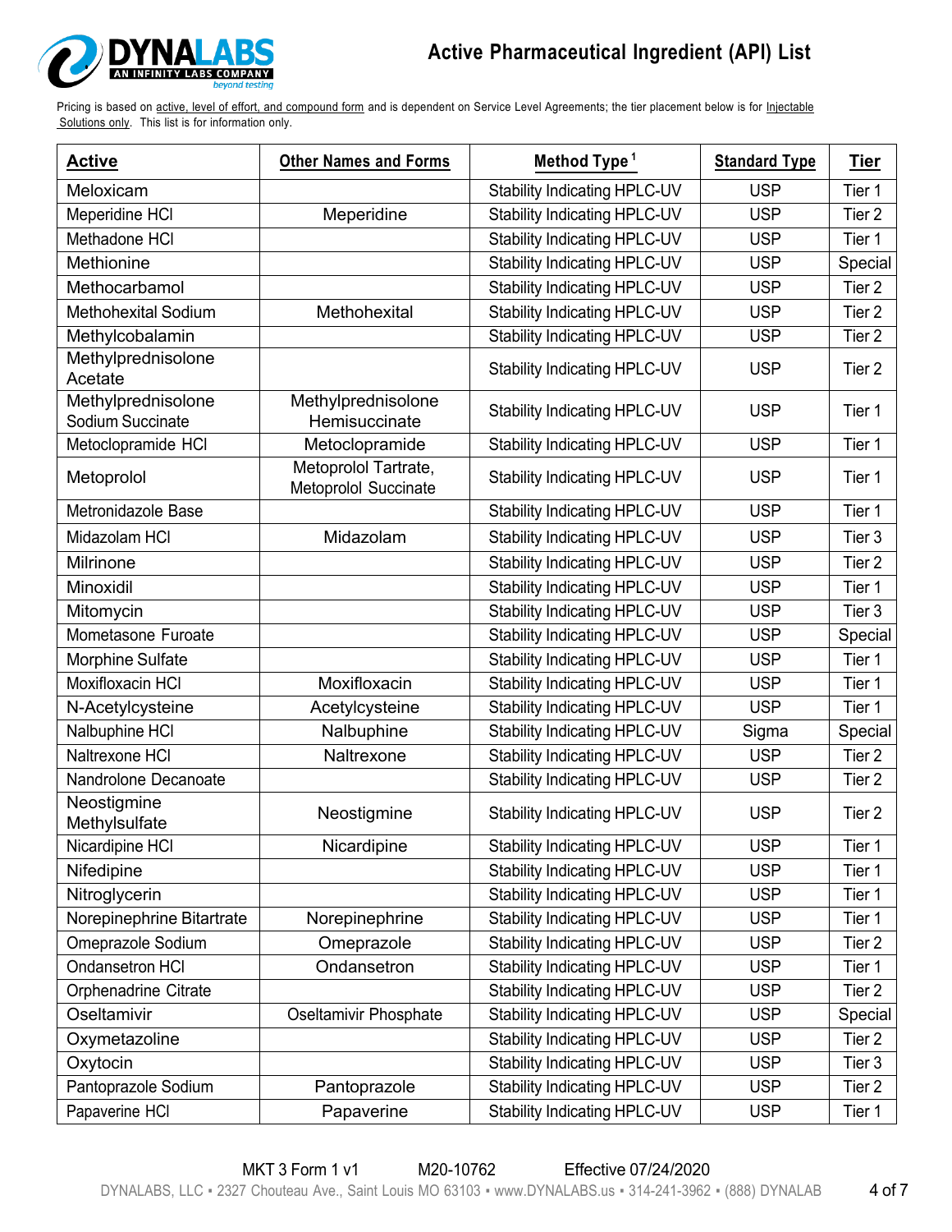# Active Pharmaceutical Ingredient (API) List

Pricing is based on active, level of effort, and compound form and is dependent on Service Level Agreements; the tier placement below is for Injectable Solutions only. This list is for information only.

| Active | Other Names and Forms | Method Type [1] | Standard Type | Tier |
|---|---|---|---|---|
| Meloxicam | | Stability Indicating HPLC-UV | USP | Tier 1 |
| Meperidine HCl | Meperidine | Stability Indicating HPLC-UV | USP | Tier 2 |
| Methadone HCl | | Stability Indicating HPLC-UV | USP | Tier 1 |
| Methionine | | Stability Indicating HPLC-UV | USP | Special |
| Methocarbamol | | Stability Indicating HPLC-UV | USP | Tier 2 |
| Methohexital Sodium | Methohexital | Stability Indicating HPLC-UV | USP | Tier 2 |
| Methylcobalamin | | Stability Indicating HPLC-UV | USP | Tier 2 |
| Methylprednisolone Acetate | | Stability Indicating HPLC-UV | USP | Tier 2 |
| Methylprednisolone Sodium Succinate | Methylprednisolone Hemisuccinate | Stability Indicating HPLC-UV | USP | Tier 1 |
| Metoclopramide HCl | Metoclopramide | Stability Indicating HPLC-UV | USP | Tier 1 |
| Metoprolol | Metoprolol Tartrate, Metoprolol Succinate | Stability Indicating HPLC-UV | USP | Tier 1 |
| Metronidazole Base | | Stability Indicating HPLC-UV | USP | Tier 1 |
| Midazolam HCl | Midazolam | Stability Indicating HPLC-UV | USP | Tier 3 |
| Milrinone | | Stability Indicating HPLC-UV | USP | Tier 2 |
| Minoxidil | | Stability Indicating HPLC-UV | USP | Tier 1 |
| Mitomycin | | Stability Indicating HPLC-UV | USP | Tier 3 |
| Mometasone Furoate | | Stability Indicating HPLC-UV | USP | Special |
| Morphine Sulfate | | Stability Indicating HPLC-UV | USP | Tier 1 |
| Moxifloxacin HCl | Moxifloxacin | Stability Indicating HPLC-UV | USP | Tier 1 |
| N-Acetylcysteine | Acetylcysteine | Stability Indicating HPLC-UV | USP | Tier 1 |
| Nalbuphine HCl | Nalbuphine | Stability Indicating HPLC-UV | Sigma | Special |
| Naltrexone HCl | Naltrexone | Stability Indicating HPLC-UV | USP | Tier 2 |
| Nandrolone Decanoate | | Stability Indicating HPLC-UV | USP | Tier 2 |
| Neostigmine Methylsulfate | Neostigmine | Stability Indicating HPLC-UV | USP | Tier 2 |
| Nicardipine HCl | Nicardipine | Stability Indicating HPLC-UV | USP | Tier 1 |
| Nifedipine | | Stability Indicating HPLC-UV | USP | Tier 1 |
| Nitroglycerin | | Stability Indicating HPLC-UV | USP | Tier 1 |
| Norepinephrine Bitartrate | Norepinephrine | Stability Indicating HPLC-UV | USP | Tier 1 |
| Omeprazole Sodium | Omeprazole | Stability Indicating HPLC-UV | USP | Tier 2 |
| Ondansetron HCl | Ondansetron | Stability Indicating HPLC-UV | USP | Tier 1 |
| Orphenadrine Citrate | | Stability Indicating HPLC-UV | USP | Tier 2 |
| Oseltamivir | Oseltamivir Phosphate | Stability Indicating HPLC-UV | USP | Special |
| Oxymetazoline | | Stability Indicating HPLC-UV | USP | Tier 2 |
| Oxytocin | | Stability Indicating HPLC-UV | USP | Tier 3 |
| Pantoprazole Sodium | Pantoprazole | Stability Indicating HPLC-UV | USP | Tier 2 |
| Papaverine HCl | Papaverine | Stability Indicating HPLC-UV | USP | Tier 1 |

MKT 3 Form 1 v1 M20-10762 Effective 07/24/2020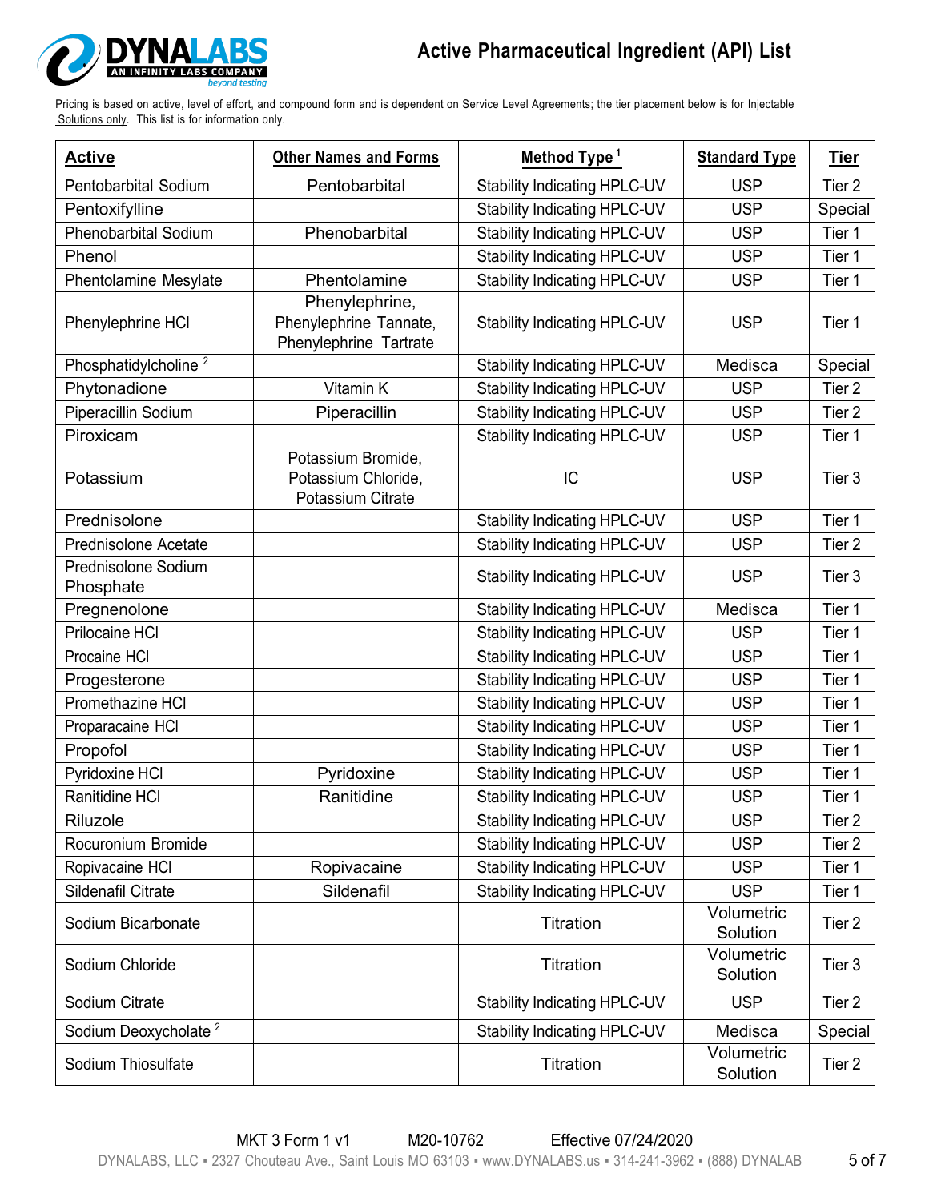# Active Pharmaceutical Ingredient (API) List

Pricing is based on active, level of effort, and compound form and is dependent on Service Level Agreements; the tier placement below is for Injectable Solutions only. This list is for information only.

| Active | Other Names and Forms | Method Type [1] | Standard Type | Tier |
|---|---|---|---|---|
| Pentobarbital Sodium | Pentobarbital | Stability Indicating HPLC-UV | USP | Tier 2 |
| Pentoxifylline | | Stability Indicating HPLC-UV | USP | Special |
| Phenobarbital Sodium | Phenobarbital | Stability Indicating HPLC-UV | USP | Tier 1 |
| Phenol | | Stability Indicating HPLC-UV | USP | Tier 1 |
| Phentolamine Mesylate | Phentolamine | Stability Indicating HPLC-UV | USP | Tier 1 |
| Phenylephrine HCl | Phenylephrine, Phenylephrine Tannate, Phenylephrine Tartrate | Stability Indicating HPLC-UV | USP | Tier 1 |
| Phosphatidylcholine [2] | | Stability Indicating HPLC-UV | Medisca | Special |
| Phytonadione | Vitamin K | Stability Indicating HPLC-UV | USP | Tier 2 |
| Piperacillin Sodium | Piperacillin | Stability Indicating HPLC-UV | USP | Tier 2 |
| Piroxicam | | Stability Indicating HPLC-UV | USP | Tier 1 |
| Potassium | Potassium Bromide, Potassium Chloride, Potassium Citrate | IC | USP | Tier 3 |
| Prednisolone | | Stability Indicating HPLC-UV | USP | Tier 1 |
| Prednisolone Acetate | | Stability Indicating HPLC-UV | USP | Tier 2 |
| Prednisolone Sodium Phosphate | | Stability Indicating HPLC-UV | USP | Tier 3 |
| Pregnenolone | | Stability Indicating HPLC-UV | Medisca | Tier 1 |
| Prilocaine HCl | | Stability Indicating HPLC-UV | USP | Tier 1 |
| Procaine HCl | | Stability Indicating HPLC-UV | USP | Tier 1 |
| Progesterone | | Stability Indicating HPLC-UV | USP | Tier 1 |
| Promethazine HCl | | Stability Indicating HPLC-UV | USP | Tier 1 |
| Proparacaine HCl | | Stability Indicating HPLC-UV | USP | Tier 1 |
| Propofol | | Stability Indicating HPLC-UV | USP | Tier 1 |
| Pyridoxine HCl | Pyridoxine | Stability Indicating HPLC-UV | USP | Tier 1 |
| Ranitidine HCl | Ranitidine | Stability Indicating HPLC-UV | USP | Tier 1 |
| Riluzole | | Stability Indicating HPLC-UV | USP | Tier 2 |
| Rocuronium Bromide | | Stability Indicating HPLC-UV | USP | Tier 2 |
| Ropivacaine HCl | Ropivacaine | Stability Indicating HPLC-UV | USP | Tier 1 |
| Sildenafil Citrate | Sildenafil | Stability Indicating HPLC-UV | USP | Tier 1 |
| Sodium Bicarbonate | | Titration | Volumetric Solution | Tier 2 |
| Sodium Chloride | | Titration | Volumetric Solution | Tier 3 |
| Sodium Citrate | | Stability Indicating HPLC-UV | USP | Tier 2 |
| Sodium Deoxycholate [2] | | Stability Indicating HPLC-UV | Medisca | Special |
| Sodium Thiosulfate | | Titration | Volumetric Solution | Tier 2 |

MKT 3 Form 1 v1 M20-10762 Effective 07/24/2020

DYNALABS, LLC ▪ 2327 Chouteau Ave., Saint Louis MO 63103 ▪ www.DYNALABS.us ▪ 314-241-3962 ▪ (888) DYNALAB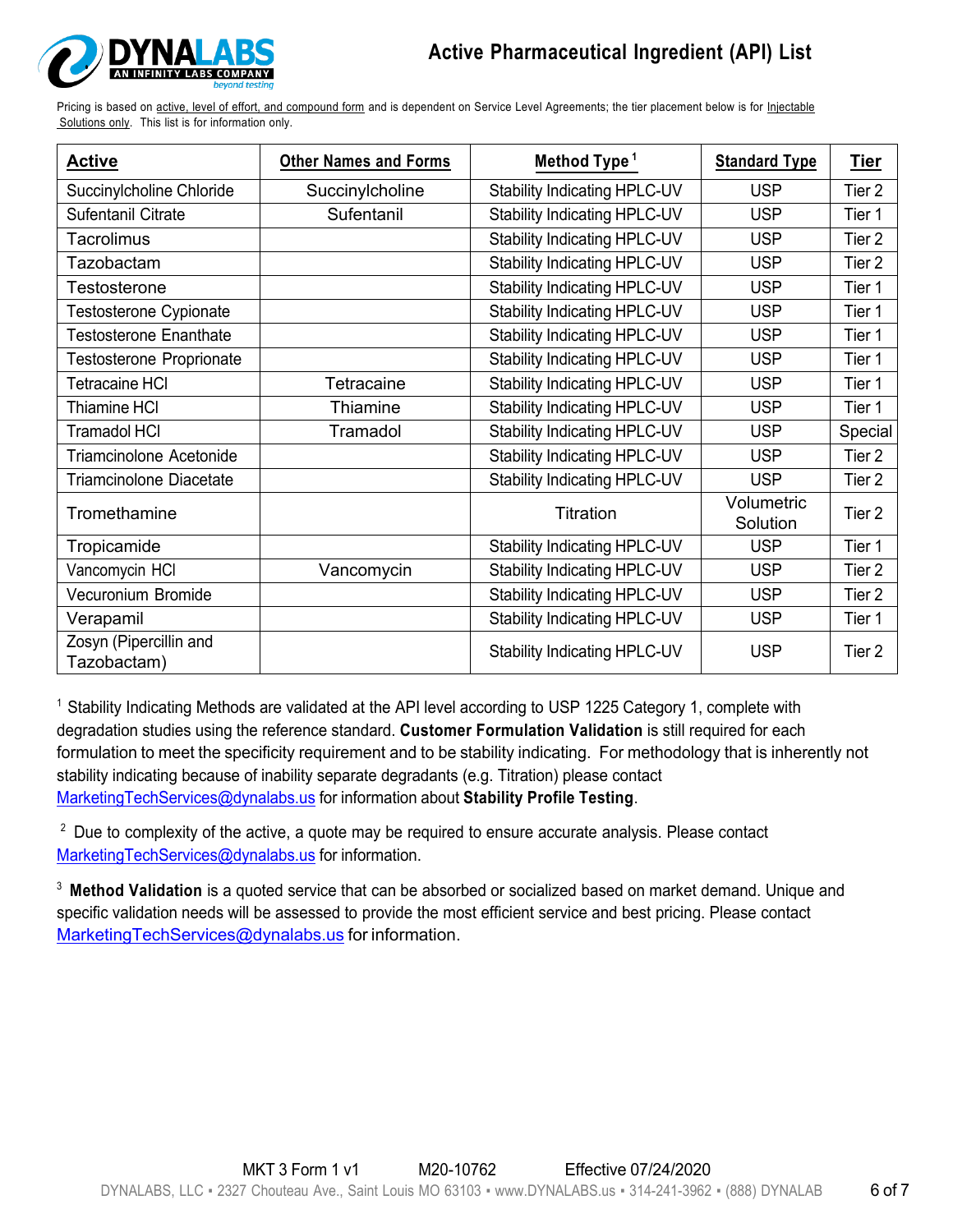# Active Pharmaceutical Ingredient (API) List

Pricing is based on active, level of effort, and compound form and is dependent on Service Level Agreements; the tier placement below is for Injectable Solutions only. This list is for information only.

| Active | Other Names and Forms | Method Type [1] | Standard Type | Tier |
|---|---|---|---|---|
| Succinylcholine Chloride | Succinylcholine | Stability Indicating HPLC-UV | USP | Tier 2 |
| Sufentanil Citrate | Sufentanil | Stability Indicating HPLC-UV | USP | Tier 1 |
| Tacrolimus | | Stability Indicating HPLC-UV | USP | Tier 2 |
| Tazobactam | | Stability Indicating HPLC-UV | USP | Tier 2 |
| Testosterone | | Stability Indicating HPLC-UV | USP | Tier 1 |
| Testosterone Cypionate | | Stability Indicating HPLC-UV | USP | Tier 1 |
| Testosterone Enanthate | | Stability Indicating HPLC-UV | USP | Tier 1 |
| Testosterone Proprionate | | Stability Indicating HPLC-UV | USP | Tier 1 |
| Tetracaine HCl | Tetracaine | Stability Indicating HPLC-UV | USP | Tier 1 |
| Thiamine HCl | Thiamine | Stability Indicating HPLC-UV | USP | Tier 1 |
| Tramadol HCl | Tramadol | Stability Indicating HPLC-UV | USP | Special |
| Triamcinolone Acetonide | | Stability Indicating HPLC-UV | USP | Tier 2 |
| Triamcinolone Diacetate | | Stability Indicating HPLC-UV | USP | Tier 2 |
| Tromethamine | | Titration | Volumetric Solution | Tier 2 |
| Tropicamide | | Stability Indicating HPLC-UV | USP | Tier 1 |
| Vancomycin HCl | Vancomycin | Stability Indicating HPLC-UV | USP | Tier 2 |
| Vecuronium Bromide | | Stability Indicating HPLC-UV | USP | Tier 2 |
| Verapamil | | Stability Indicating HPLC-UV | USP | Tier 1 |
| Zosyn (Pipercillin and Tazobactam) | | Stability Indicating HPLC-UV | USP | Tier 2 |

[1] Stability Indicating Methods are validated at the API level according to USP 1225 Category 1, complete with degradation studies using the reference standard. **Customer Formulation Validation** is still required for each formulation to meet the specificity requirement and to be stability indicating. For methodology that is inherently not stability indicating because of inability separate degradants (e.g. Titration) please contact MarketingTechServices@dynalabs.us for information about **Stability Profile Testing**.

[2] Due to complexity of the active, a quote may be required to ensure accurate analysis. Please contact MarketingTechServices@dynalabs.us for information.

[3] **Method Validation** is a quoted service that can be absorbed or socialized based on market demand. Unique and specific validation needs will be assessed to provide the most efficient service and best pricing. Please contact MarketingTechServices@dynalabs.us for information.

MKT 3 Form 1 v1 M20-10762 Effective 07/24/2020

DYNALABS, LLC ▪ 2327 Chouteau Ave., Saint Louis MO 63103 ▪ www.DYNALABS.us ▪ 314-241-3962 ▪ (888) DYNALAB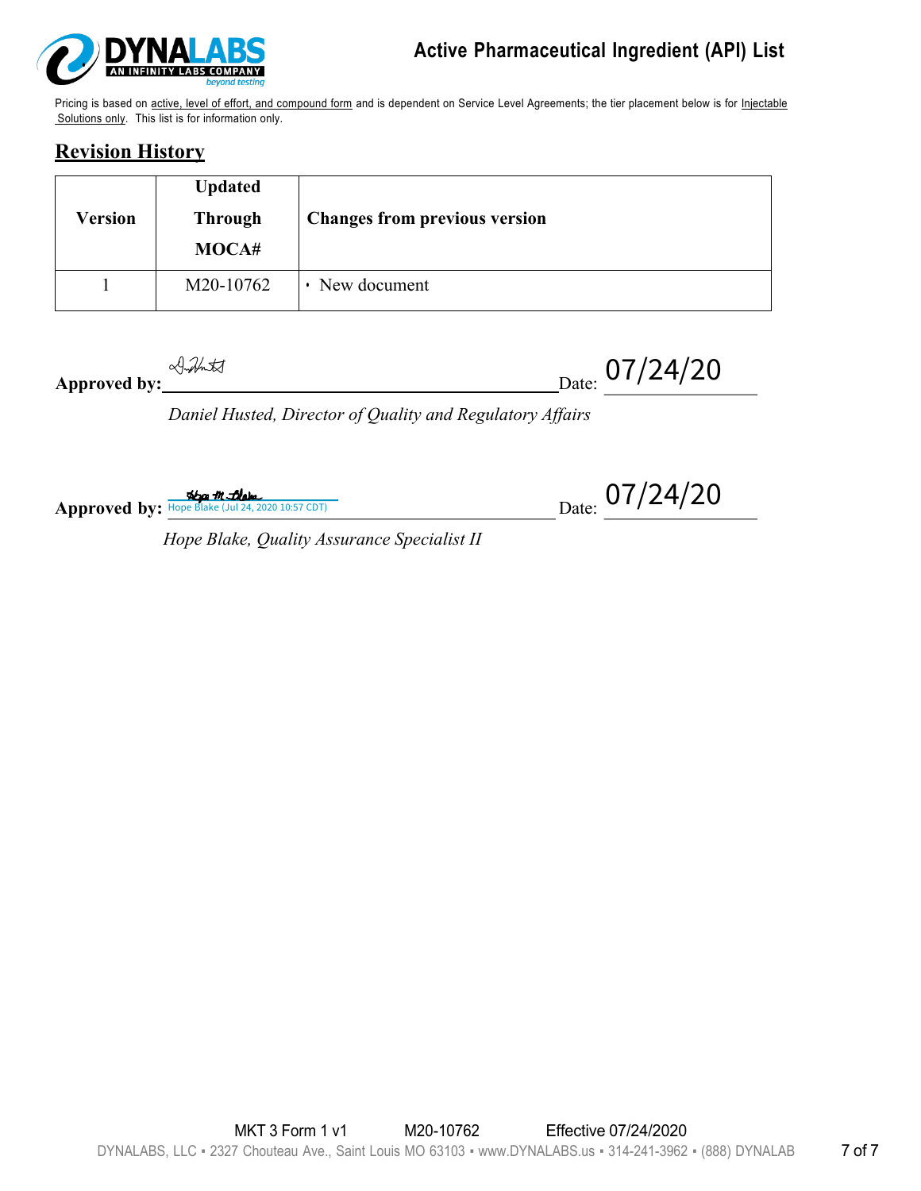# Active Pharmaceutical Ingredient (API) List

Pricing is based on active, level of effort, and compound form and is dependent on Service Level Agreements; the tier placement below is for Injectable Solutions only. This list is for information only.

## Revision History

| Version | Updated Through MOCA# | Changes from previous version |
|---|---|---|
| 1 | M20-10762 | • New document |

**Approved by:** ______________________ Date: 07/24/20

*Daniel Husted, Director of Quality and Regulatory Affairs*

**Approved by:** Hope Blake (Jul 24, 2020 10:57 CDT) Date: 07/24/20

*Hope Blake, Quality Assurance Specialist II*

MKT 3 Form 1 v1 M20-10762 Effective 07/24/2020

DYNALABS, LLC ▪ 2327 Chouteau Ave., Saint Louis MO 63103 ▪ www.DYNALABS.us ▪ 314-241-3962 ▪ (888) DYNALAB